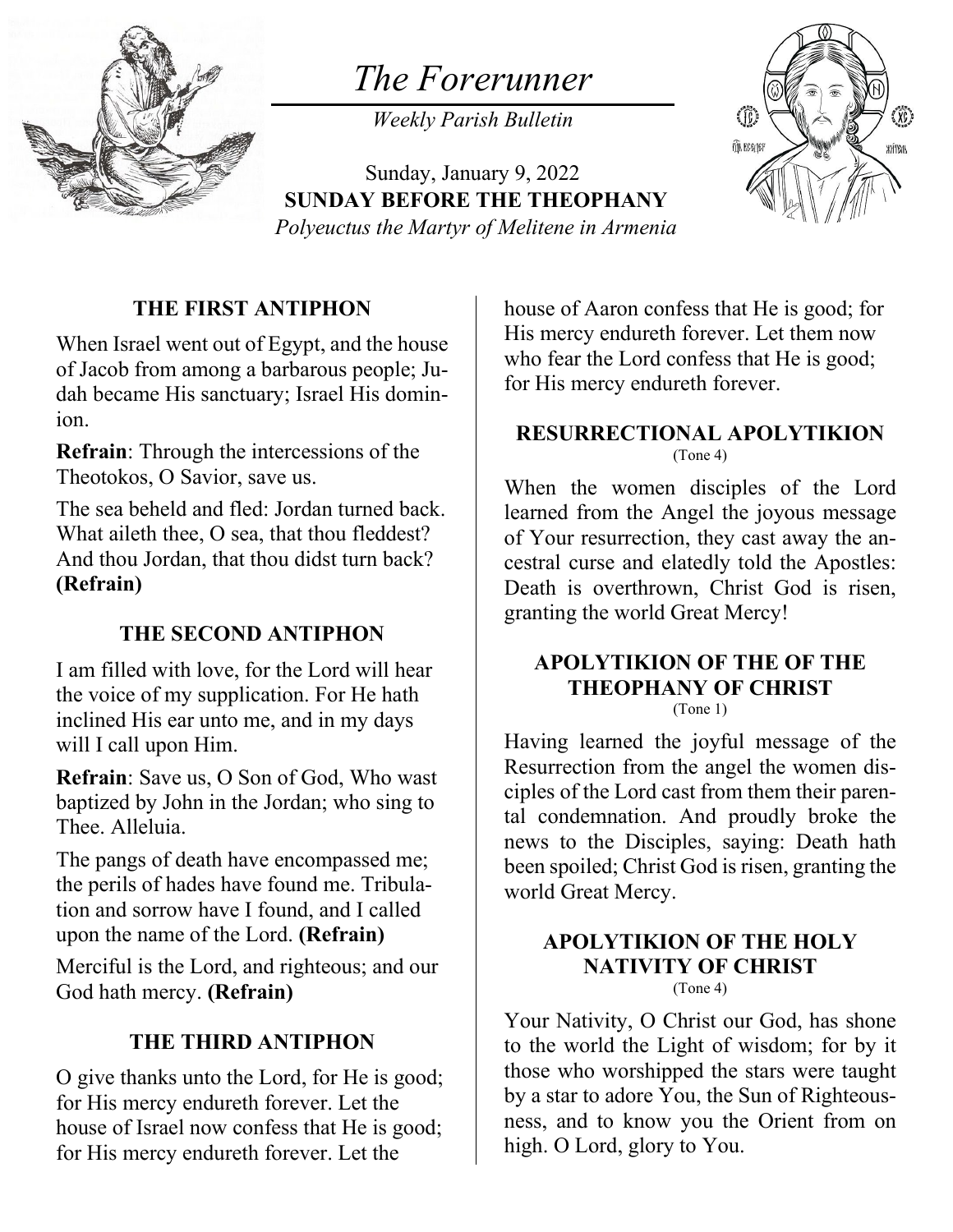# *The Forerunner*

*Weekly Parish Bulletin*

Sunday, January 9, 2022

**SUNDAY BEFORE THE THEOPHANY**

*Polyeuctus the Martyr of Melitene in Armenia*

## THE FIRST ANTIPHON

When Israel went out of Egypt, and the house of Jacob from among a barbarous people; Judah became His sanctuary; Israel His dominion.

**Refrain**: Through the intercessions of the Theotokos, O Savior, save us.

The sea beheld and fled: Jordan turned back. What aileth thee, O sea, that thou fleddest? And thou Jordan, that thou didst turn back? **(Refrain)**

## THE SECOND ANTIPHON

I am filled with love, for the Lord will hear the voice of my supplication. For He hath inclined His ear unto me, and in my days will I call upon Him.

**Refrain**: Save us, O Son of God, Who wast baptized by John in the Jordan; who sing to Thee. Alleluia.

The pangs of death have encompassed me; the perils of hades have found me. Tribulation and sorrow have I found, and I called upon the name of the Lord. **(Refrain)**

Merciful is the Lord, and righteous; and our God hath mercy. **(Refrain)**

## THE THIRD ANTIPHON

O give thanks unto the Lord, for He is good; for His mercy endureth forever. Let the house of Israel now confess that He is good; for His mercy endureth forever. Let the house of Aaron confess that He is good; for His mercy endureth forever. Let them now who fear the Lord confess that He is good; for His mercy endureth forever.

## RESURRECTIONAL APOLYTIKION

(Tone 4)

When the women disciples of the Lord learned from the Angel the joyous message of Your resurrection, they cast away the ancestral curse and elatedly told the Apostles: Death is overthrown, Christ God is risen, granting the world Great Mercy!

## APOLYTIKION OF THE OF THE THEOPHANY OF CHRIST

(Tone 1)

Having learned the joyful message of the Resurrection from the angel the women disciples of the Lord cast from them their parental condemnation. And proudly broke the news to the Disciples, saying: Death hath been spoiled; Christ God is risen, granting the world Great Mercy.

## APOLYTIKION OF THE HOLY NATIVITY OF CHRIST

(Tone 4)

Your Nativity, O Christ our God, has shone to the world the Light of wisdom; for by it those who worshipped the stars were taught by a star to adore You, the Sun of Righteousness, and to know you the Orient from on high. O Lord, glory to You.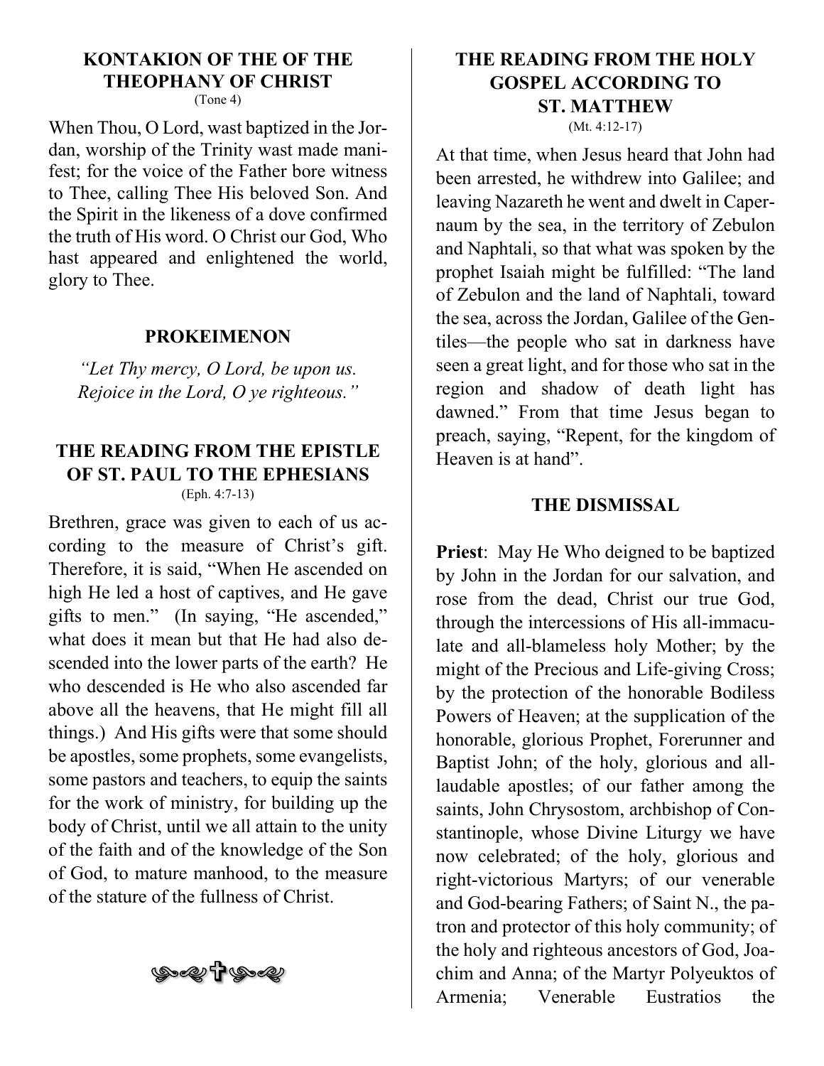## KONTAKION OF THE OF THE THEOPHANY OF CHRIST

(Tone 4)

When Thou, O Lord, wast baptized in the Jordan, worship of the Trinity wast made manifest; for the voice of the Father bore witness to Thee, calling Thee His beloved Son. And the Spirit in the likeness of a dove confirmed the truth of His word. O Christ our God, Who hast appeared and enlightened the world, glory to Thee.

## PROKEIMENON

*"Let Thy mercy, O Lord, be upon us.*
*Rejoice in the Lord, O ye righteous."*

## THE READING FROM THE EPISTLE OF ST. PAUL TO THE EPHESIANS

(Eph. 4:7-13)

Brethren, grace was given to each of us according to the measure of Christ's gift. Therefore, it is said, "When He ascended on high He led a host of captives, and He gave gifts to men." (In saying, "He ascended," what does it mean but that He had also descended into the lower parts of the earth? He who descended is He who also ascended far above all the heavens, that He might fill all things.) And His gifts were that some should be apostles, some prophets, some evangelists, some pastors and teachers, to equip the saints for the work of ministry, for building up the body of Christ, until we all attain to the unity of the faith and of the knowledge of the Son of God, to mature manhood, to the measure of the stature of the fullness of Christ.

## THE READING FROM THE HOLY GOSPEL ACCORDING TO ST. MATTHEW

(Mt. 4:12-17)

At that time, when Jesus heard that John had been arrested, he withdrew into Galilee; and leaving Nazareth he went and dwelt in Capernaum by the sea, in the territory of Zebulon and Naphtali, so that what was spoken by the prophet Isaiah might be fulfilled: "The land of Zebulon and the land of Naphtali, toward the sea, across the Jordan, Galilee of the Gentiles—the people who sat in darkness have seen a great light, and for those who sat in the region and shadow of death light has dawned." From that time Jesus began to preach, saying, "Repent, for the kingdom of Heaven is at hand".

## THE DISMISSAL

**Priest**: May He Who deigned to be baptized by John in the Jordan for our salvation, and rose from the dead, Christ our true God, through the intercessions of His all-immaculate and all-blameless holy Mother; by the might of the Precious and Life-giving Cross; by the protection of the honorable Bodiless Powers of Heaven; at the supplication of the honorable, glorious Prophet, Forerunner and Baptist John; of the holy, glorious and all-laudable apostles; of our father among the saints, John Chrysostom, archbishop of Constantinople, whose Divine Liturgy we have now celebrated; of the holy, glorious and right-victorious Martyrs; of our venerable and God-bearing Fathers; of Saint N., the patron and protector of this holy community; of the holy and righteous ancestors of God, Joachim and Anna; of the Martyr Polyeuktos of Armenia; Venerable Eustratios the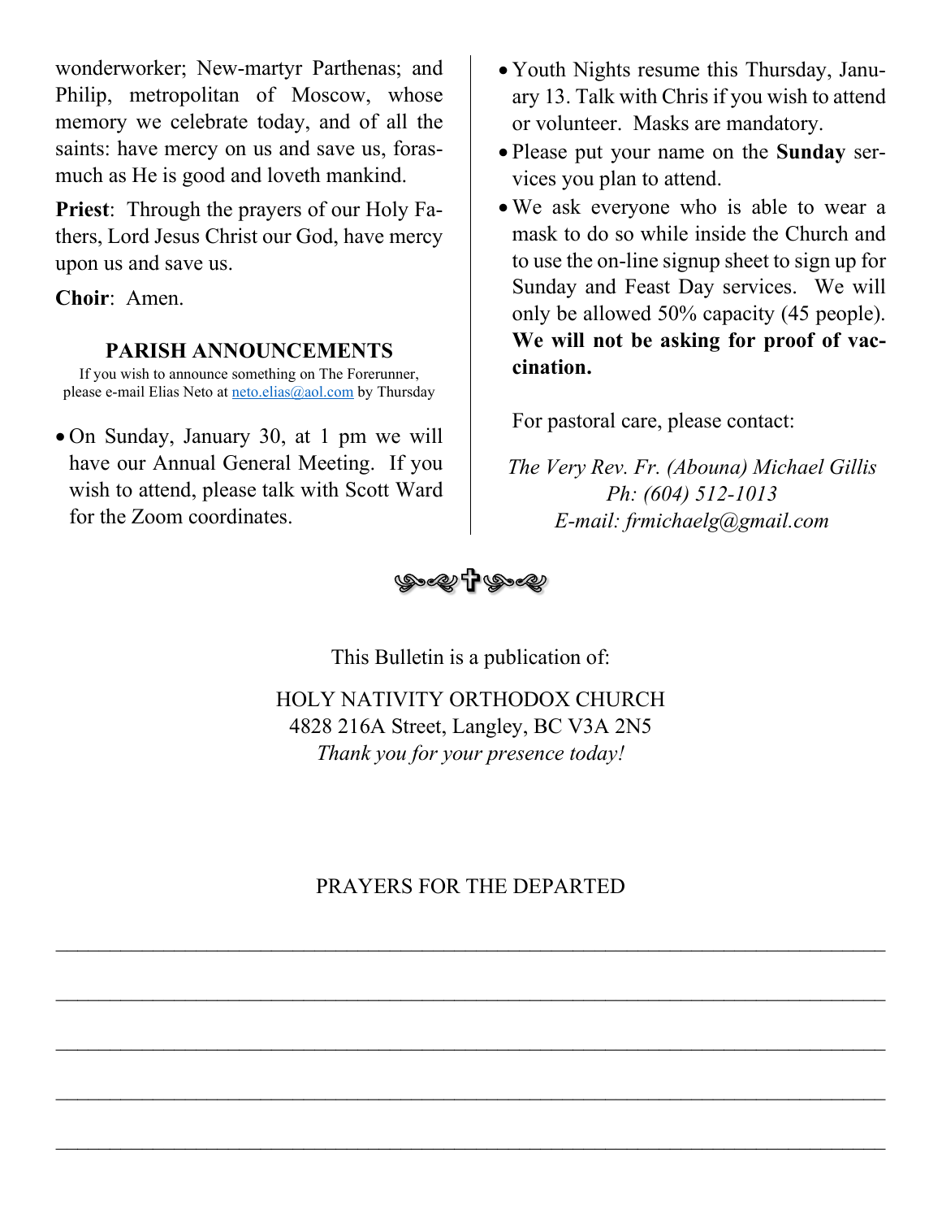wonderworker; New-martyr Parthenas; and Philip, metropolitan of Moscow, whose memory we celebrate today, and of all the saints: have mercy on us and save us, forasmuch as He is good and loveth mankind.

**Priest**: Through the prayers of our Holy Fathers, Lord Jesus Christ our God, have mercy upon us and save us.

**Choir**: Amen.

## PARISH ANNOUNCEMENTS

If you wish to announce something on The Forerunner, please e-mail Elias Neto at neto.elias@aol.com by Thursday

- On Sunday, January 30, at 1 pm we will have our Annual General Meeting. If you wish to attend, please talk with Scott Ward for the Zoom coordinates.
- Youth Nights resume this Thursday, January 13. Talk with Chris if you wish to attend or volunteer. Masks are mandatory.
- Please put your name on the **Sunday** services you plan to attend.
- We ask everyone who is able to wear a mask to do so while inside the Church and to use the on-line signup sheet to sign up for Sunday and Feast Day services. We will only be allowed 50% capacity (45 people). **We will not be asking for proof of vaccination.**

For pastoral care, please contact:

*The Very Rev. Fr. (Abouna) Michael Gillis*
*Ph: (604) 512-1013*
*E-mail: frmichaelg@gmail.com*

This Bulletin is a publication of:

HOLY NATIVITY ORTHODOX CHURCH
4828 216A Street, Langley, BC V3A 2N5
*Thank you for your presence today!*

PRAYERS FOR THE DEPARTED

______________________________________________________________________

______________________________________________________________________

______________________________________________________________________

______________________________________________________________________

______________________________________________________________________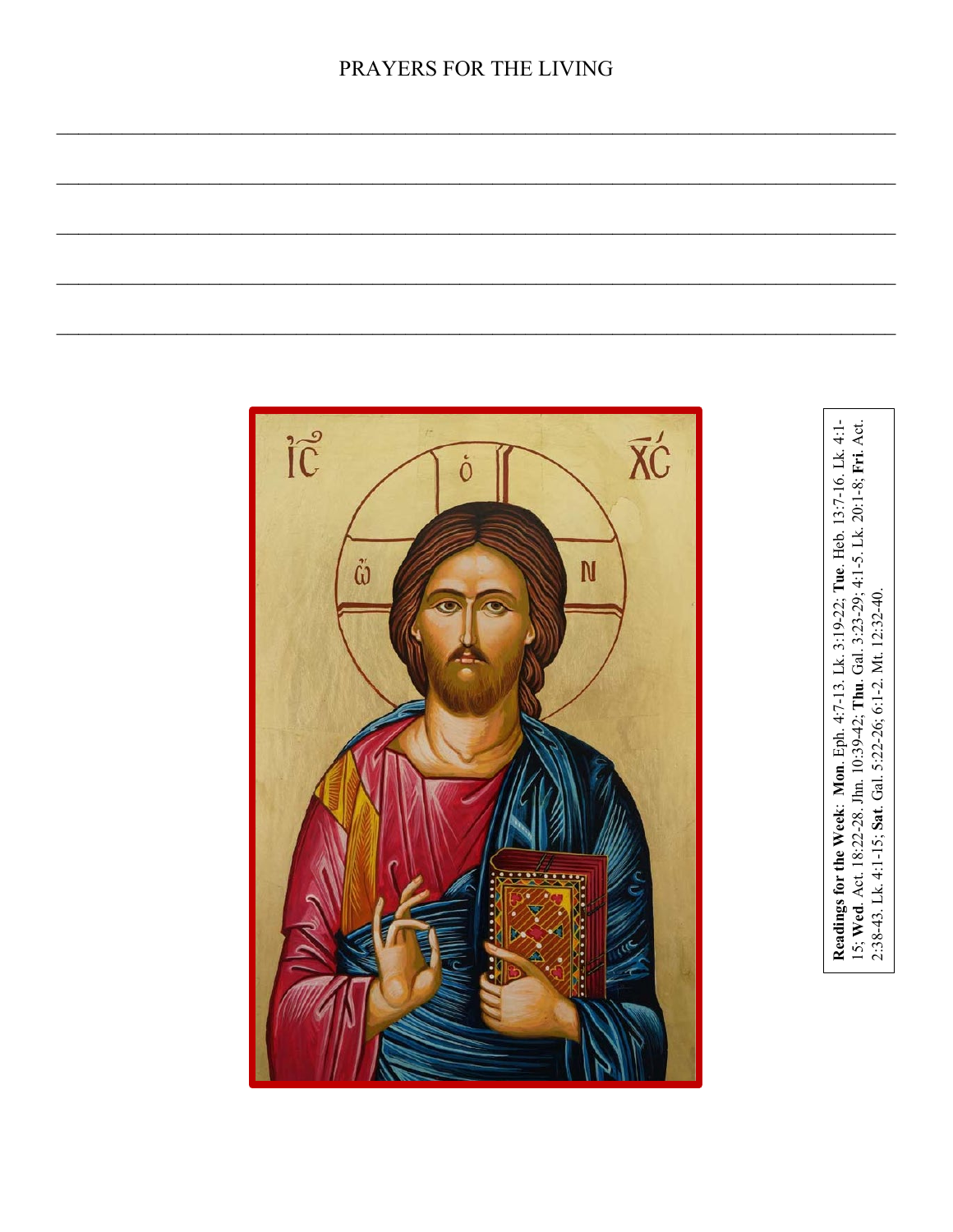# PRAYERS FOR THE LIVING

______________________________________________________________________

______________________________________________________________________

______________________________________________________________________

______________________________________________________________________

______________________________________________________________________

**Readings for the Week**: **Mon**. Eph. 4:7-13. Lk. 3:19-22; **Tue**. Heb. 13:7-16. Lk. 4:1-15; **Wed**. Act. 18:22-28. Jhn. 10:39-42; **Thu**. Gal. 3:23-29; 4:1-5. Lk. 20:1-8; **Fri**. Act. 2:38-43. Lk. 4:1-15; **Sat**. Gal. 5:22-26; 6:1-2. Mt. 12:32-40.